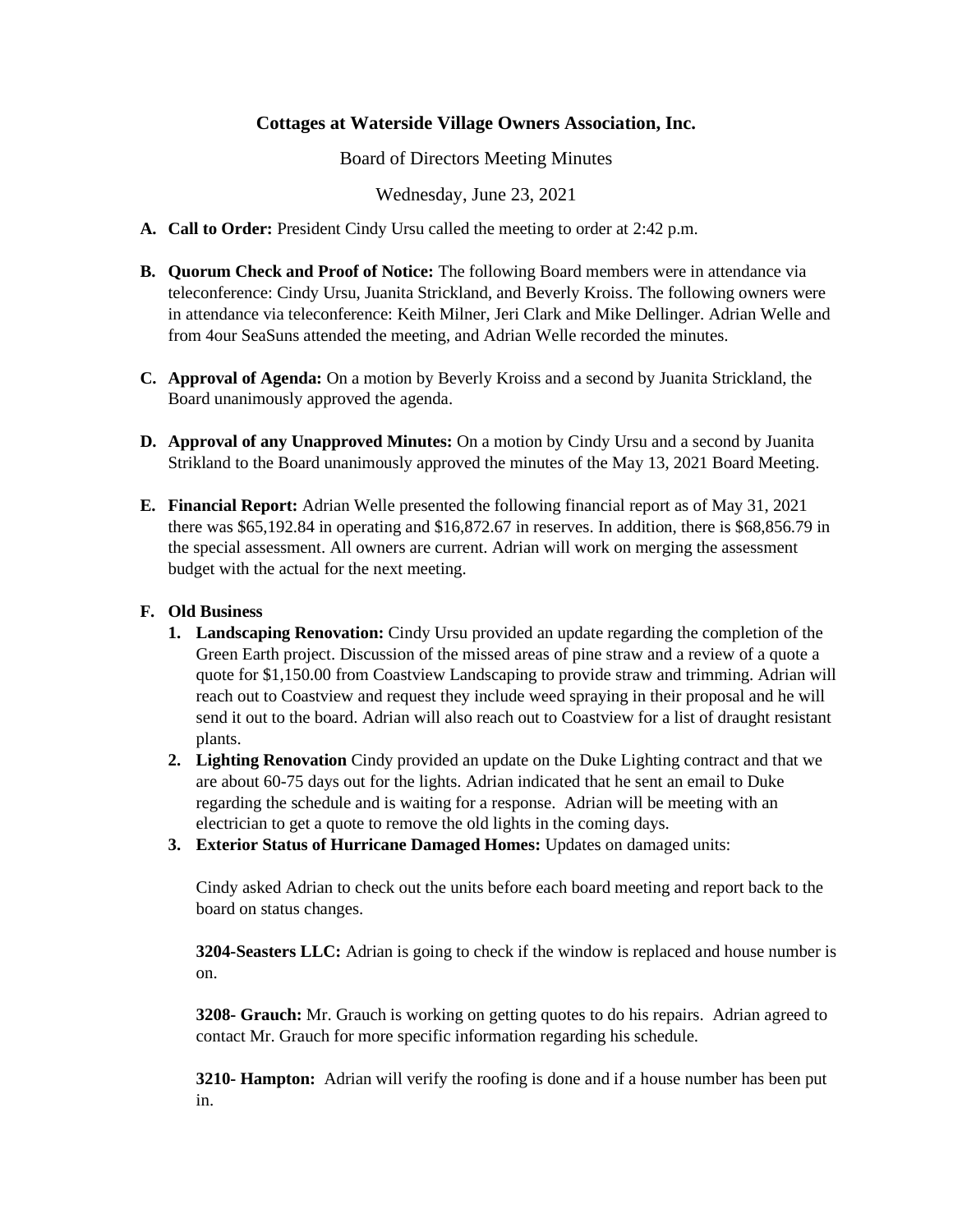**Cottages at Waterside Village Owners Association, Inc.**

Board of Directors Meeting Minutes

Wednesday, June 23, 2021

**A. Call to Order:** President Cindy Ursu called the meeting to order at 2:42 p.m.

**B. Quorum Check and Proof of Notice:** The following Board members were in attendance via teleconference: Cindy Ursu, Juanita Strickland, and Beverly Kroiss. The following owners were in attendance via teleconference: Keith Milner, Jeri Clark and Mike Dellinger. Adrian Welle and from 4our SeaSuns attended the meeting, and Adrian Welle recorded the minutes.

**C. Approval of Agenda:** On a motion by Beverly Kroiss and a second by Juanita Strickland, the Board unanimously approved the agenda.

**D. Approval of any Unapproved Minutes:** On a motion by Cindy Ursu and a second by Juanita Strikland to the Board unanimously approved the minutes of the May 13, 2021 Board Meeting.

**E. Financial Report:** Adrian Welle presented the following financial report as of May 31, 2021 there was $65,192.84 in operating and $16,872.67 in reserves. In addition, there is $68,856.79 in the special assessment. All owners are current. Adrian will work on merging the assessment budget with the actual for the next meeting.

**F. Old Business**

1. **Landscaping Renovation:** Cindy Ursu provided an update regarding the completion of the Green Earth project. Discussion of the missed areas of pine straw and a review of a quote a quote for $1,150.00 from Coastview Landscaping to provide straw and trimming. Adrian will reach out to Coastview and request they include weed spraying in their proposal and he will send it out to the board. Adrian will also reach out to Coastview for a list of draught resistant plants.
2. **Lighting Renovation** Cindy provided an update on the Duke Lighting contract and that we are about 60-75 days out for the lights. Adrian indicated that he sent an email to Duke regarding the schedule and is waiting for a response. Adrian will be meeting with an electrician to get a quote to remove the old lights in the coming days.
3. **Exterior Status of Hurricane Damaged Homes:** Updates on damaged units:

   Cindy asked Adrian to check out the units before each board meeting and report back to the board on status changes.

   **3204-Seasters LLC:** Adrian is going to check if the window is replaced and house number is on.

   **3208- Grauch:** Mr. Grauch is working on getting quotes to do his repairs. Adrian agreed to contact Mr. Grauch for more specific information regarding his schedule.

   **3210- Hampton:** Adrian will verify the roofing is done and if a house number has been put in.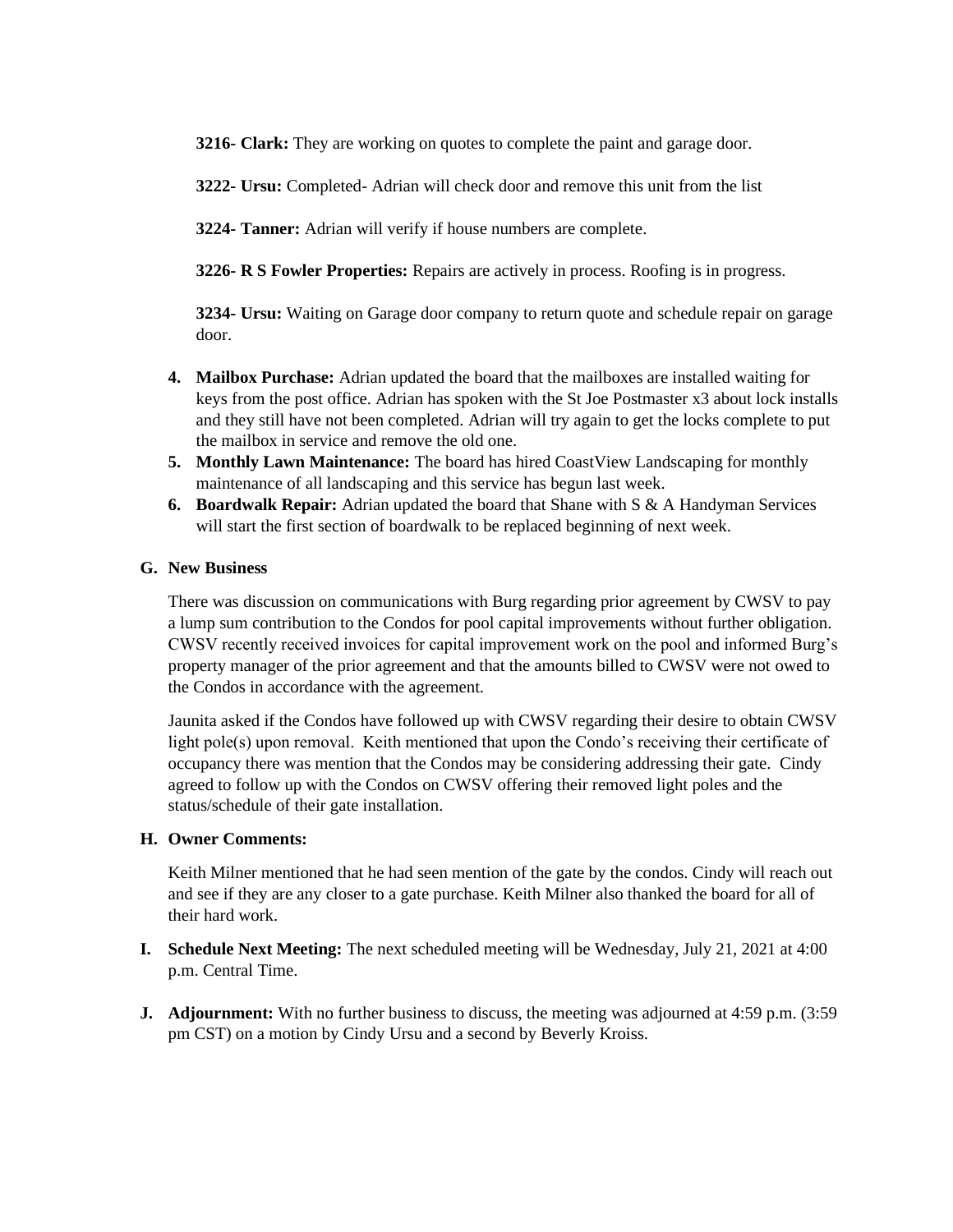**3216- Clark:** They are working on quotes to complete the paint and garage door.

**3222- Ursu:** Completed- Adrian will check door and remove this unit from the list

**3224- Tanner:** Adrian will verify if house numbers are complete.

**3226- R S Fowler Properties:** Repairs are actively in process. Roofing is in progress.

**3234- Ursu:** Waiting on Garage door company to return quote and schedule repair on garage door.

4. **Mailbox Purchase:** Adrian updated the board that the mailboxes are installed waiting for keys from the post office. Adrian has spoken with the St Joe Postmaster x3 about lock installs and they still have not been completed. Adrian will try again to get the locks complete to put the mailbox in service and remove the old one.
5. **Monthly Lawn Maintenance:** The board has hired CoastView Landscaping for monthly maintenance of all landscaping and this service has begun last week.
6. **Boardwalk Repair:** Adrian updated the board that Shane with S & A Handyman Services will start the first section of boardwalk to be replaced beginning of next week.

**G. New Business**

There was discussion on communications with Burg regarding prior agreement by CWSV to pay a lump sum contribution to the Condos for pool capital improvements without further obligation. CWSV recently received invoices for capital improvement work on the pool and informed Burg's property manager of the prior agreement and that the amounts billed to CWSV were not owed to the Condos in accordance with the agreement.

Jaunita asked if the Condos have followed up with CWSV regarding their desire to obtain CWSV light pole(s) upon removal. Keith mentioned that upon the Condo's receiving their certificate of occupancy there was mention that the Condos may be considering addressing their gate. Cindy agreed to follow up with the Condos on CWSV offering their removed light poles and the status/schedule of their gate installation.

**H. Owner Comments:**

Keith Milner mentioned that he had seen mention of the gate by the condos. Cindy will reach out and see if they are any closer to a gate purchase. Keith Milner also thanked the board for all of their hard work.

**I. Schedule Next Meeting:** The next scheduled meeting will be Wednesday, July 21, 2021 at 4:00 p.m. Central Time.

**J. Adjournment:** With no further business to discuss, the meeting was adjourned at 4:59 p.m. (3:59 pm CST) on a motion by Cindy Ursu and a second by Beverly Kroiss.